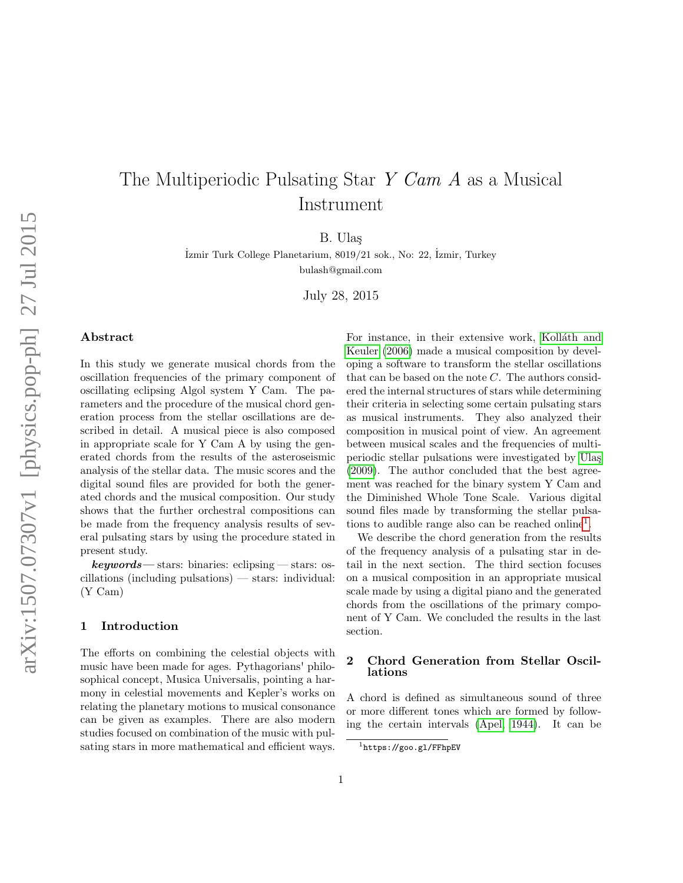# The Multiperiodic Pulsating Star *Y Cam A* as a Musical Instrument

B. Ulaş

İzmir Turk College Planetarium, 8019/21 sok., No: 22, İzmir, Turkey
bulash@gmail.com

July 28, 2015

## Abstract

In this study we generate musical chords from the oscillation frequencies of the primary component of oscillating eclipsing Algol system Y Cam. The parameters and the procedure of the musical chord generation process from the stellar oscillations are described in detail. A musical piece is also composed in appropriate scale for Y Cam A by using the generated chords from the results of the asteroseismic analysis of the stellar data. The music scores and the digital sound files are provided for both the generated chords and the musical composition. Our study shows that the further orchestral compositions can be made from the frequency analysis results of several pulsating stars by using the procedure stated in present study.

***keywords***— stars: binaries: eclipsing — stars: oscillations (including pulsations) — stars: individual: (Y Cam)

## 1 Introduction

The efforts on combining the celestial objects with music have been made for ages. Pythagorians' philosophical concept, Musica Universalis, pointing a harmony in celestial movements and Kepler's works on relating the planetary motions to musical consonance can be given as examples. There are also modern studies focused on combination of the music with pulsating stars in more mathematical and efficient ways. For instance, in their extensive work, Kolláth and Keuler (2006) made a musical composition by developing a software to transform the stellar oscillations that can be based on the note $C$. The authors considered the internal structures of stars while determining their criteria in selecting some certain pulsating stars as musical instruments. They also analyzed their composition in musical point of view. An agreement between musical scales and the frequencies of multiperiodic stellar pulsations were investigated by Ulaş (2009). The author concluded that the best agreement was reached for the binary system Y Cam and the Diminished Whole Tone Scale. Various digital sound files made by transforming the stellar pulsations to audible range also can be reached online[1].

We describe the chord generation from the results of the frequency analysis of a pulsating star in detail in the next section. The third section focuses on a musical composition in an appropriate musical scale made by using a digital piano and the generated chords from the oscillations of the primary component of Y Cam. We concluded the results in the last section.

## 2 Chord Generation from Stellar Oscillations

A chord is defined as simultaneous sound of three or more different tones which are formed by following the certain intervals (Apel, 1944). It can be

[1] https://goo.gl/FFhpEV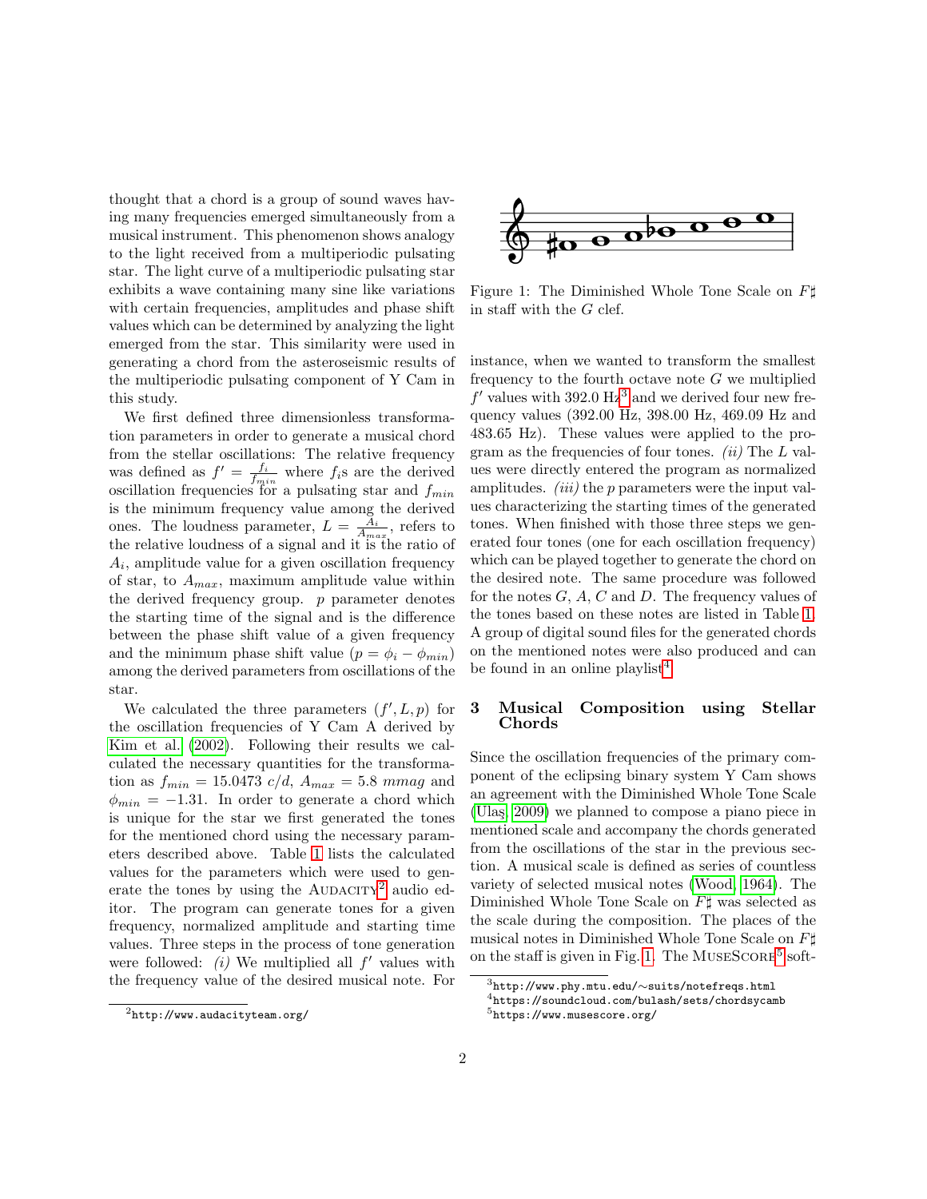thought that a chord is a group of sound waves having many frequencies emerged simultaneously from a musical instrument. This phenomenon shows analogy to the light received from a multiperiodic pulsating star. The light curve of a multiperiodic pulsating star exhibits a wave containing many sine like variations with certain frequencies, amplitudes and phase shift values which can be determined by analyzing the light emerged from the star. This similarity were used in generating a chord from the asteroseismic results of the multiperiodic pulsating component of Y Cam in this study.

We first defined three dimensionless transformation parameters in order to generate a musical chord from the stellar oscillations: The relative frequency was defined as $f' = \frac{f_i}{f_{min}}$ where $f_i$s are the derived oscillation frequencies for a pulsating star and $f_{min}$ is the minimum frequency value among the derived ones. The loudness parameter, $L = \frac{A_i}{A_{max}}$, refers to the relative loudness of a signal and it is the ratio of $A_i$, amplitude value for a given oscillation frequency of star, to $A_{max}$, maximum amplitude value within the derived frequency group. $p$ parameter denotes the starting time of the signal and is the difference between the phase shift value of a given frequency and the minimum phase shift value ($p = \phi_i - \phi_{min}$) among the derived parameters from oscillations of the star.

We calculated the three parameters ($f', L, p$) for the oscillation frequencies of Y Cam A derived by Kim et al. (2002). Following their results we calculated the necessary quantities for the transformation as $f_{min} = 15.0473\ c/d$, $A_{max} = 5.8\ mmag$ and $\phi_{min} = -1.31$. In order to generate a chord which is unique for the star we first generated the tones for the mentioned chord using the necessary parameters described above. Table 1 lists the calculated values for the parameters which were used to generate the tones by using the AUDACITY[2] audio editor. The program can generate tones for a given frequency, normalized amplitude and starting time values. Three steps in the process of tone generation were followed: *(i)* We multiplied all $f'$ values with the frequency value of the desired musical note. For instance, when we wanted to transform the smallest frequency to the fourth octave note $G$ we multiplied $f'$ values with 392.0 Hz[3] and we derived four new frequency values (392.00 Hz, 398.00 Hz, 469.09 Hz and 483.65 Hz). These values were applied to the program as the frequencies of four tones. *(ii)* The $L$ values were directly entered the program as normalized amplitudes. *(iii)* the $p$ parameters were the input values characterizing the starting times of the generated tones. When finished with those three steps we generated four tones (one for each oscillation frequency) which can be played together to generate the chord on the desired note. The same procedure was followed for the notes $G$, $A$, $C$ and $D$. The frequency values of the tones based on these notes are listed in Table 1. A group of digital sound files for the generated chords on the mentioned notes were also produced and can be found in an online playlist[4].

Figure 1: The Diminished Whole Tone Scale on $F\sharp$ in staff with the $G$ clef.

## 3 Musical Composition using Stellar Chords

Since the oscillation frequencies of the primary component of the eclipsing binary system Y Cam shows an agreement with the Diminished Whole Tone Scale (Ulaş, 2009) we planned to compose a piano piece in mentioned scale and accompany the chords generated from the oscillations of the star in the previous section. A musical scale is defined as series of countless variety of selected musical notes (Wood, 1964). The Diminished Whole Tone Scale on $F\sharp$ was selected as the scale during the composition. The places of the musical notes in Diminished Whole Tone Scale on $F\sharp$ on the staff is given in Fig. 1. The MUSESCORE[5] soft-

[2] http://www.audacityteam.org/

[3] http://www.phy.mtu.edu/~suits/notefreqs.html

[4] https://soundcloud.com/bulash/sets/chordsycamb

[5] https://www.musescore.org/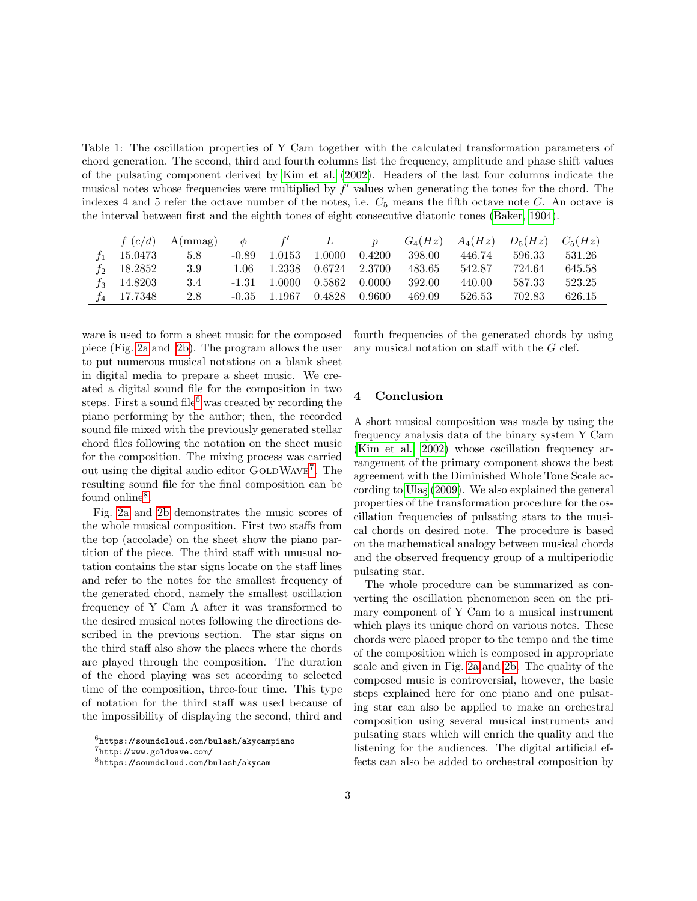Table 1: The oscillation properties of Y Cam together with the calculated transformation parameters of chord generation. The second, third and fourth columns list the frequency, amplitude and phase shift values of the pulsating component derived by Kim et al. (2002). Headers of the last four columns indicate the musical notes whose frequencies were multiplied by $f'$ values when generating the tones for the chord. The indexes 4 and 5 refer the octave number of the notes, i.e. $C_5$ means the fifth octave note $C$. An octave is the interval between first and the eighth tones of eight consecutive diatonic tones (Baker, 1904).

| | $f$ $(c/d)$ | A(mmag) | $\phi$ | $f'$ | $L$ | $p$ | $G_4(Hz)$ | $A_4(Hz)$ | $D_5(Hz)$ | $C_5(Hz)$ |
|---|---|---|---|---|---|---|---|---|---|---|
| $f_1$ | 15.0473 | 5.8 | -0.89 | 1.0153 | 1.0000 | 0.4200 | 398.00 | 446.74 | 596.33 | 531.26 |
| $f_2$ | 18.2852 | 3.9 | 1.06 | 1.2338 | 0.6724 | 2.3700 | 483.65 | 542.87 | 724.64 | 645.58 |
| $f_3$ | 14.8203 | 3.4 | -1.31 | 1.0000 | 0.5862 | 0.0000 | 392.00 | 440.00 | 587.33 | 523.25 |
| $f_4$ | 17.7348 | 2.8 | -0.35 | 1.1967 | 0.4828 | 0.9600 | 469.09 | 526.53 | 702.83 | 626.15 |

ware is used to form a sheet music for the composed piece (Fig. 2a and 2b). The program allows the user to put numerous musical notations on a blank sheet in digital media to prepare a sheet music. We created a digital sound file for the composition in two steps. First a sound file[6] was created by recording the piano performing by the author; then, the recorded sound file mixed with the previously generated stellar chord files following the notation on the sheet music for the composition. The mixing process was carried out using the digital audio editor GoldWave[7]. The resulting sound file for the final composition can be found online[8].

Fig. 2a and 2b demonstrates the music scores of the whole musical composition. First two staffs from the top (accolade) on the sheet show the piano partition of the piece. The third staff with unusual notation contains the star signs locate on the staff lines and refer to the notes for the smallest frequency of the generated chord, namely the smallest oscillation frequency of Y Cam A after it was transformed to the desired musical notes following the directions described in the previous section. The star signs on the third staff also show the places where the chords are played through the composition. The duration of the chord playing was set according to selected time of the composition, three-four time. This type of notation for the third staff was used because of the impossibility of displaying the second, third and fourth frequencies of the generated chords by using any musical notation on staff with the $G$ clef.

## 4 Conclusion

A short musical composition was made by using the frequency analysis data of the binary system Y Cam (Kim et al. 2002) whose oscillation frequency arrangement of the primary component shows the best agreement with the Diminished Whole Tone Scale according to Ulaş (2009). We also explained the general properties of the transformation procedure for the oscillation frequencies of pulsating stars to the musical chords on desired note. The procedure is based on the mathematical analogy between musical chords and the observed frequency group of a multiperiodic pulsating star.

The whole procedure can be summarized as converting the oscillation phenomenon seen on the primary component of Y Cam to a musical instrument which plays its unique chord on various notes. These chords were placed proper to the tempo and the time of the composition which is composed in appropriate scale and given in Fig. 2a and 2b. The quality of the composed music is controversial, however, the basic steps explained here for one piano and one pulsating star can also be applied to make an orchestral composition using several musical instruments and pulsating stars which will enrich the quality and the listening for the audiences. The digital artificial effects can also be added to orchestral composition by

[6] https://soundcloud.com/bulash/akycampiano
[7] http://www.goldwave.com/
[8] https://soundcloud.com/bulash/akycam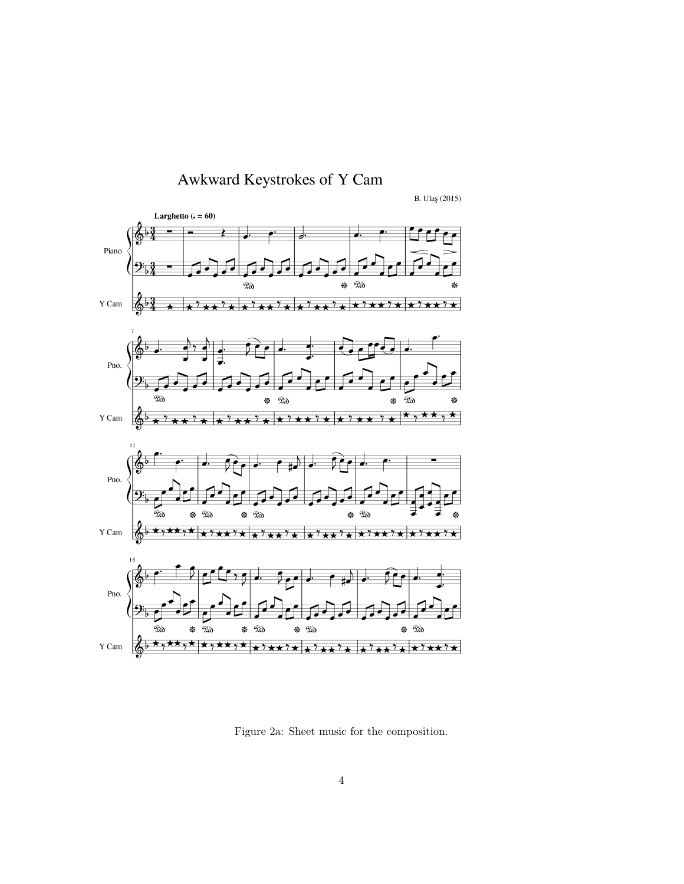Figure 2a: Sheet music for the composition.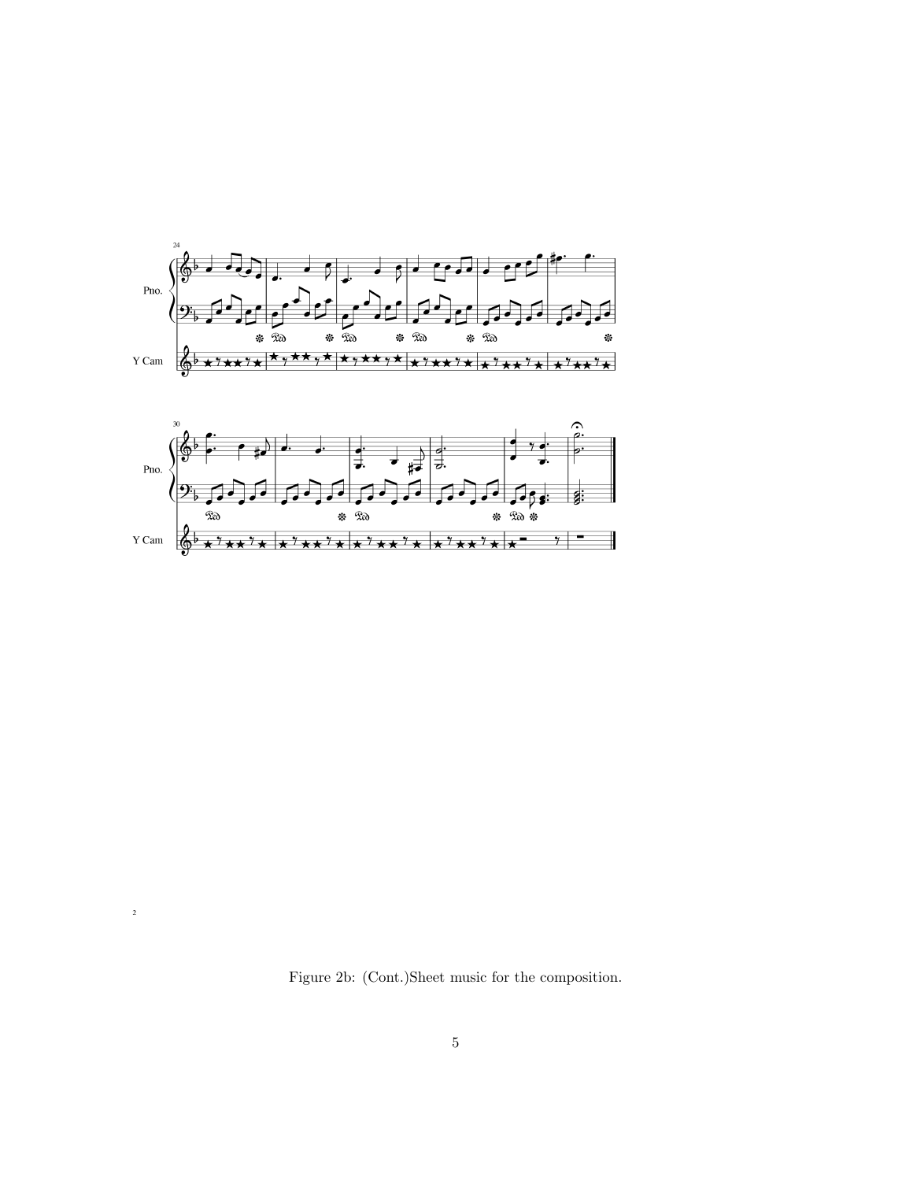Figure 2b: (Cont.)Sheet music for the composition.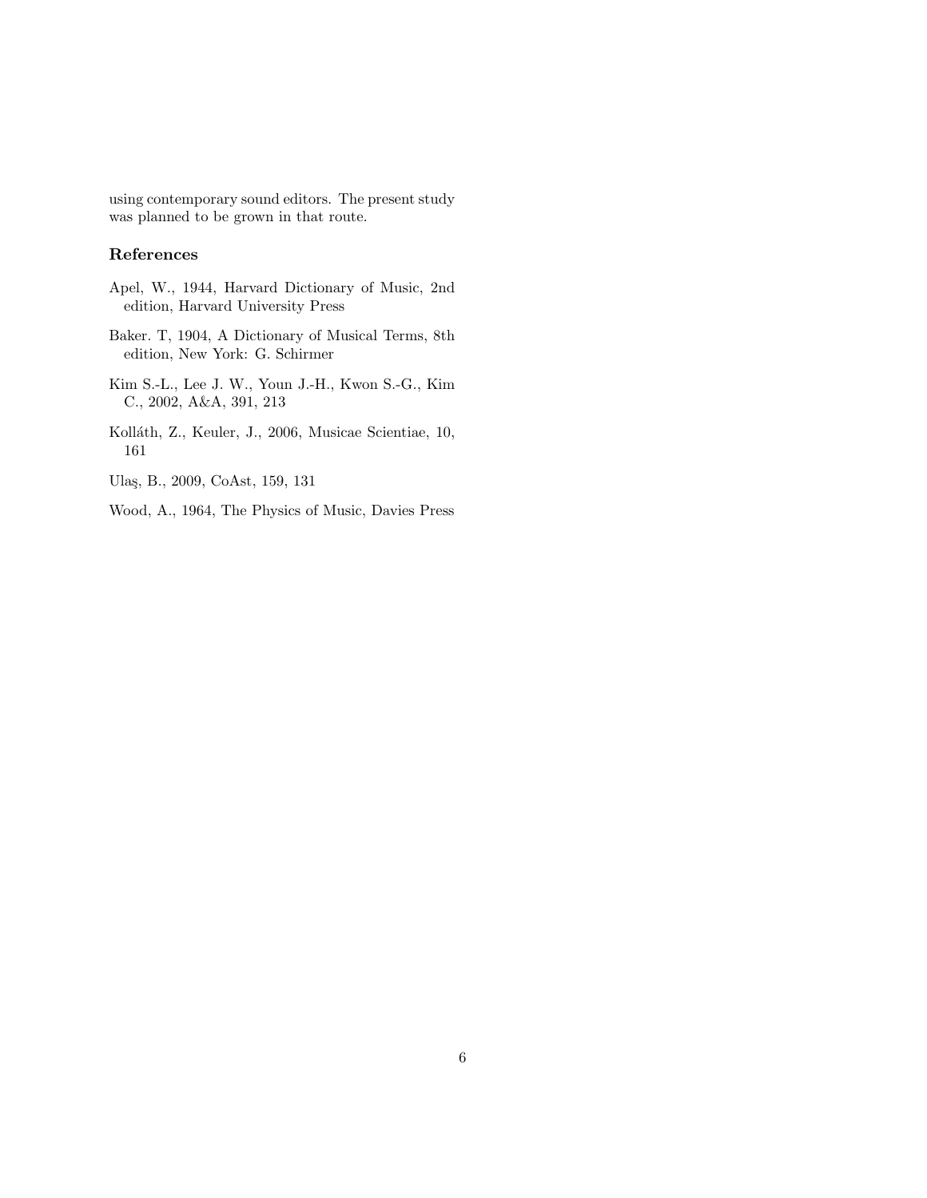using contemporary sound editors. The present study was planned to be grown in that route.

## References

Apel, W., 1944, Harvard Dictionary of Music, 2nd edition, Harvard University Press

Baker. T, 1904, A Dictionary of Musical Terms, 8th edition, New York: G. Schirmer

Kim S.-L., Lee J. W., Youn J.-H., Kwon S.-G., Kim C., 2002, A&A, 391, 213

Kolláth, Z., Keuler, J., 2006, Musicae Scientiae, 10, 161

Ulaş, B., 2009, CoAst, 159, 131

Wood, A., 1964, The Physics of Music, Davies Press